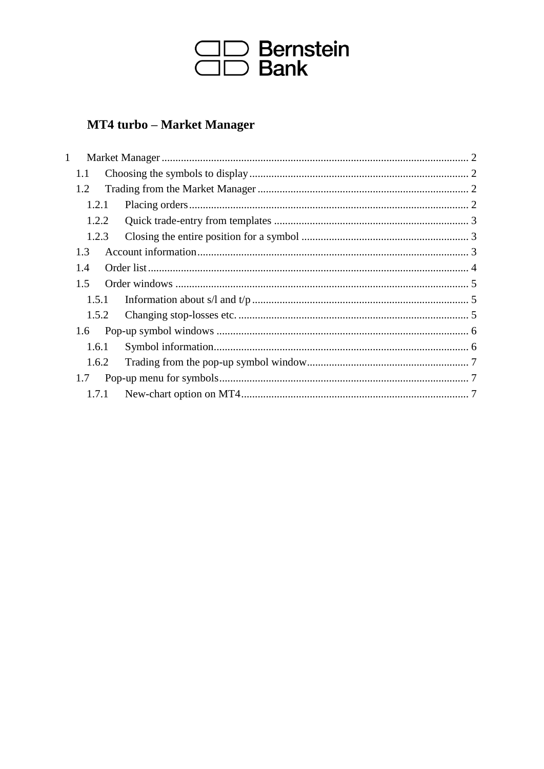Bernstein Bank

# MT4 turbo – Market Manager

1 Market Manager ........ 2
- 1.1 Choosing the symbols to display ........ 2
- 1.2 Trading from the Market Manager ........ 2
  - 1.2.1 Placing orders ........ 2
  - 1.2.2 Quick trade-entry from templates ........ 3
  - 1.2.3 Closing the entire position for a symbol ........ 3
- 1.3 Account information ........ 3
- 1.4 Order list ........ 4
- 1.5 Order windows ........ 5
  - 1.5.1 Information about s/l and t/p ........ 5
  - 1.5.2 Changing stop-losses etc. ........ 5
- 1.6 Pop-up symbol windows ........ 6
  - 1.6.1 Symbol information ........ 6
  - 1.6.2 Trading from the pop-up symbol window ........ 7
- 1.7 Pop-up menu for symbols ........ 7
  - 1.7.1 New-chart option on MT4 ........ 7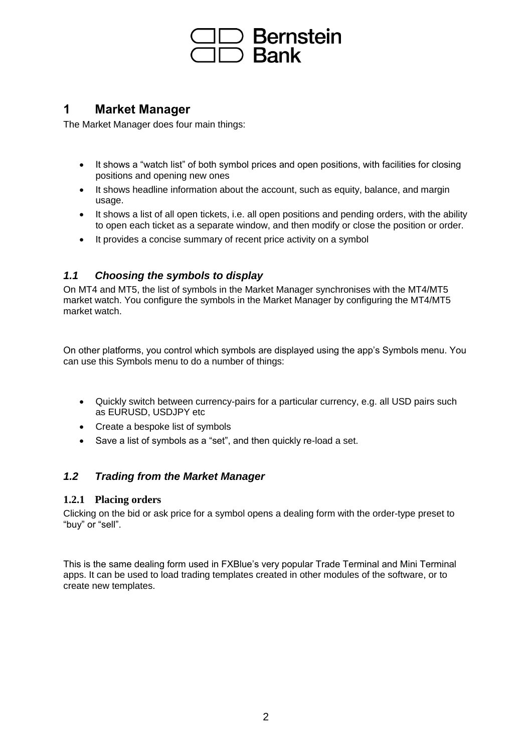# 1 Market Manager

The Market Manager does four main things:

- It shows a “watch list” of both symbol prices and open positions, with facilities for closing positions and opening new ones
- It shows headline information about the account, such as equity, balance, and margin usage.
- It shows a list of all open tickets, i.e. all open positions and pending orders, with the ability to open each ticket as a separate window, and then modify or close the position or order.
- It provides a concise summary of recent price activity on a symbol

## *1.1 Choosing the symbols to display*

On MT4 and MT5, the list of symbols in the Market Manager synchronises with the MT4/MT5 market watch. You configure the symbols in the Market Manager by configuring the MT4/MT5 market watch.

On other platforms, you control which symbols are displayed using the app’s Symbols menu. You can use this Symbols menu to do a number of things:

- Quickly switch between currency-pairs for a particular currency, e.g. all USD pairs such as EURUSD, USDJPY etc
- Create a bespoke list of symbols
- Save a list of symbols as a “set”, and then quickly re-load a set.

## *1.2 Trading from the Market Manager*

### 1.2.1 Placing orders

Clicking on the bid or ask price for a symbol opens a dealing form with the order-type preset to “buy” or “sell”.

This is the same dealing form used in FXBlue’s very popular Trade Terminal and Mini Terminal apps. It can be used to load trading templates created in other modules of the software, or to create new templates.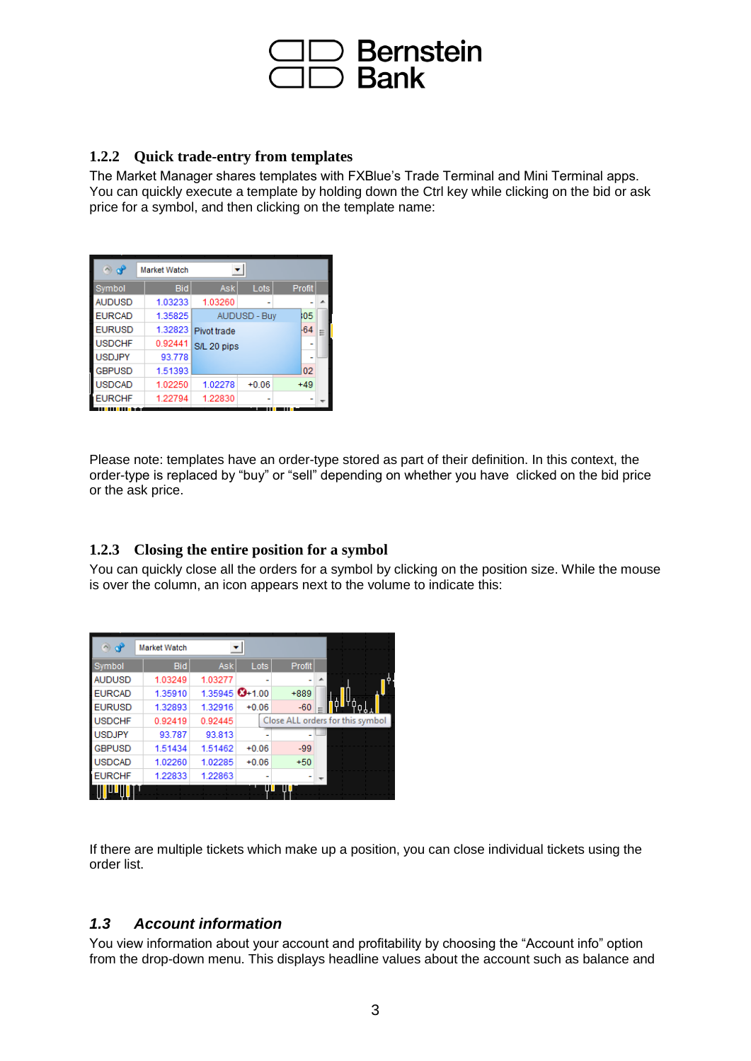### 1.2.2 Quick trade-entry from templates

The Market Manager shares templates with FXBlue's Trade Terminal and Mini Terminal apps. You can quickly execute a template by holding down the Ctrl key while clicking on the bid or ask price for a symbol, and then clicking on the template name:

Please note: templates have an order-type stored as part of their definition. In this context, the order-type is replaced by "buy" or "sell" depending on whether you have clicked on the bid price or the ask price.

### 1.2.3 Closing the entire position for a symbol

You can quickly close all the orders for a symbol by clicking on the position size. While the mouse is over the column, an icon appears next to the volume to indicate this:

If there are multiple tickets which make up a position, you can close individual tickets using the order list.

## *1.3 Account information*

You view information about your account and profitability by choosing the "Account info" option from the drop-down menu. This displays headline values about the account such as balance and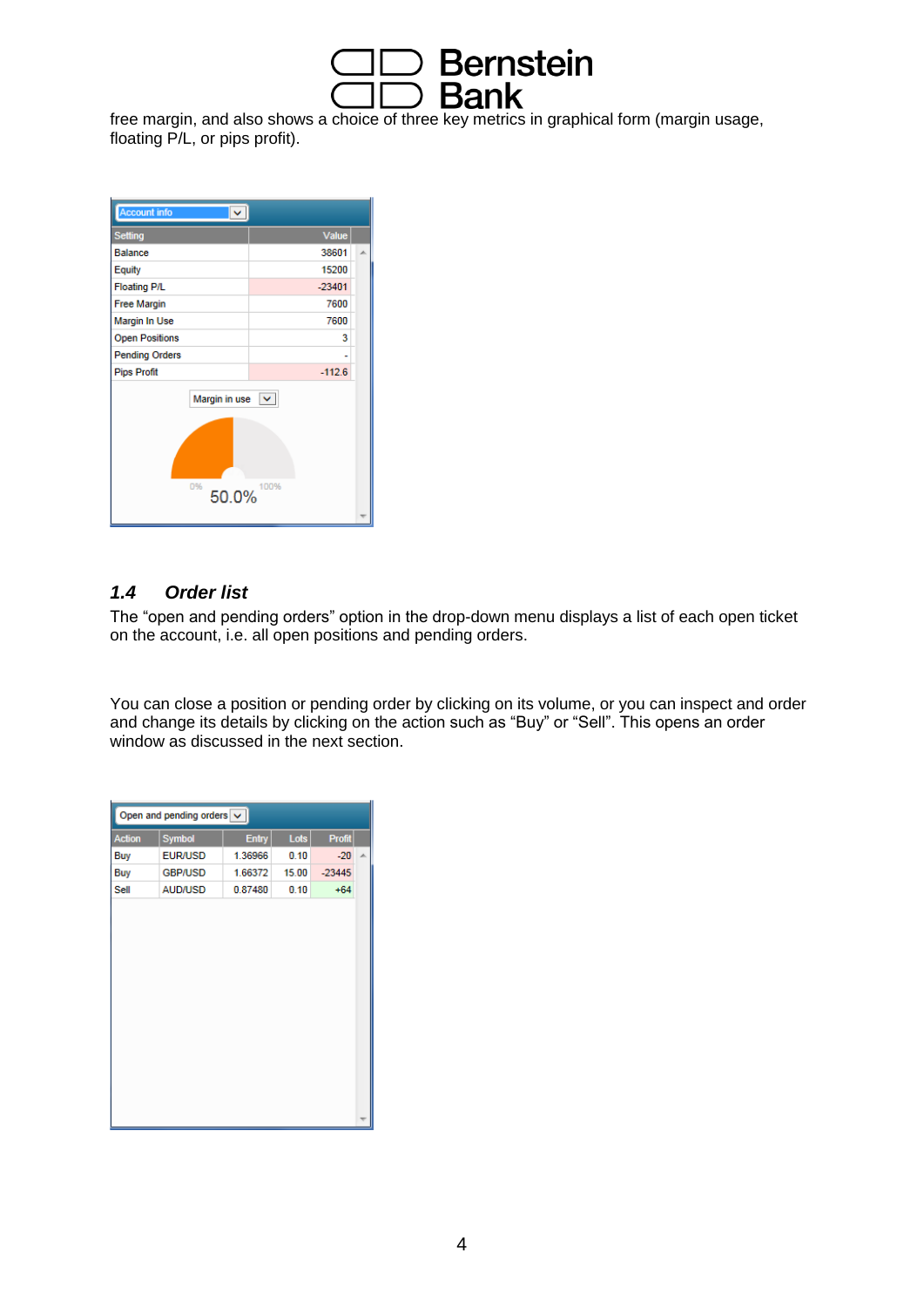free margin, and also shows a choice of three key metrics in graphical form (margin usage, floating P/L, or pips profit).

| Setting | Value |
|---|---|
| Balance | 38601 |
| Equity | 15200 |
| Floating P/L | -23401 |
| Free Margin | 7600 |
| Margin In Use | 7600 |
| Open Positions | 3 |
| Pending Orders | - |
| Pips Profit | -112.6 |

## 1.4 Order list

The “open and pending orders” option in the drop-down menu displays a list of each open ticket on the account, i.e. all open positions and pending orders.

You can close a position or pending order by clicking on its volume, or you can inspect and order and change its details by clicking on the action such as “Buy” or “Sell”. This opens an order window as discussed in the next section.

| Action | Symbol | Entry | Lots | Profit |
|---|---|---|---|---|
| Buy | EUR/USD | 1.36966 | 0.10 | -20 |
| Buy | GBP/USD | 1.66372 | 15.00 | -23445 |
| Sell | AUD/USD | 0.87480 | 0.10 | +64 |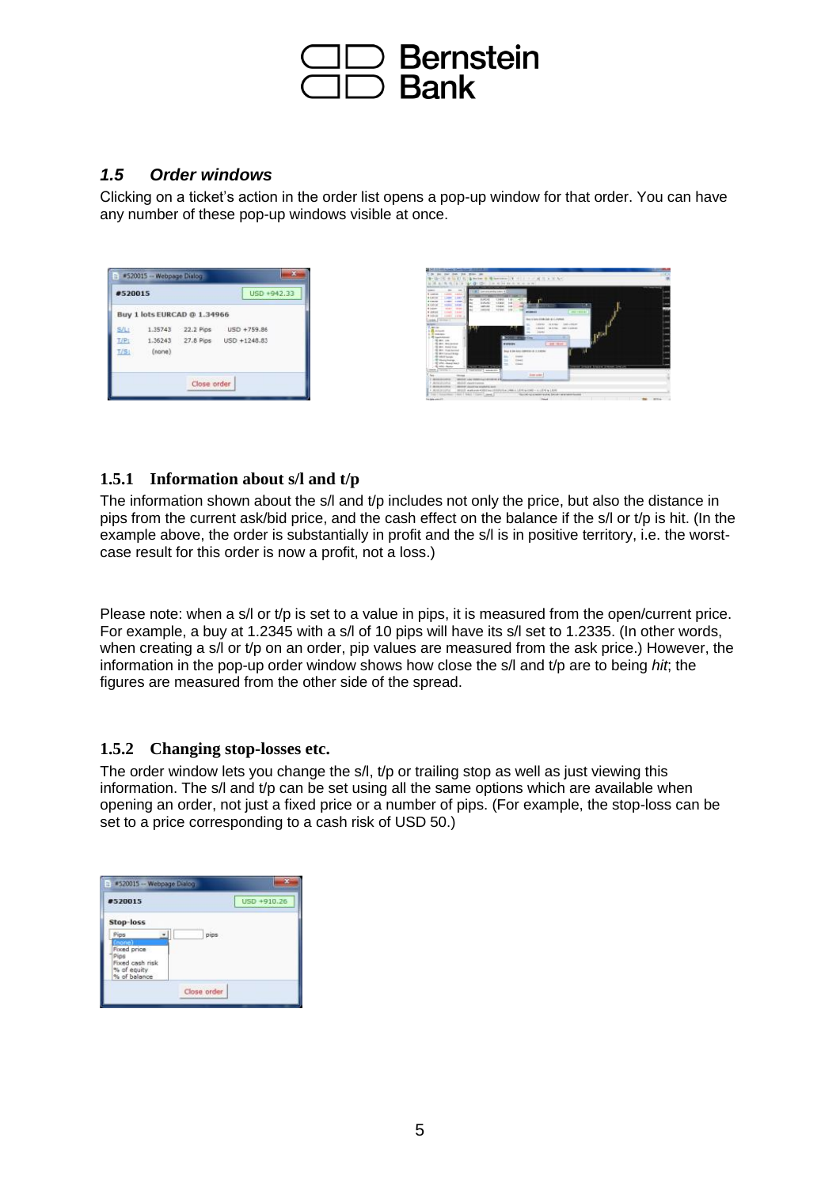### 1.5 Order windows

Clicking on a ticket's action in the order list opens a pop-up window for that order. You can have any number of these pop-up windows visible at once.

#### 1.5.1 Information about s/l and t/p

The information shown about the s/l and t/p includes not only the price, but also the distance in pips from the current ask/bid price, and the cash effect on the balance if the s/l or t/p is hit. (In the example above, the order is substantially in profit and the s/l is in positive territory, i.e. the worst-case result for this order is now a profit, not a loss.)

Please note: when a s/l or t/p is set to a value in pips, it is measured from the open/current price. For example, a buy at 1.2345 with a s/l of 10 pips will have its s/l set to 1.2335. (In other words, when creating a s/l or t/p on an order, pip values are measured from the ask price.) However, the information in the pop-up order window shows how close the s/l and t/p are to being *hit*; the figures are measured from the other side of the spread.

#### 1.5.2 Changing stop-losses etc.

The order window lets you change the s/l, t/p or trailing stop as well as just viewing this information. The s/l and t/p can be set using all the same options which are available when opening an order, not just a fixed price or a number of pips. (For example, the stop-loss can be set to a price corresponding to a cash risk of USD 50.)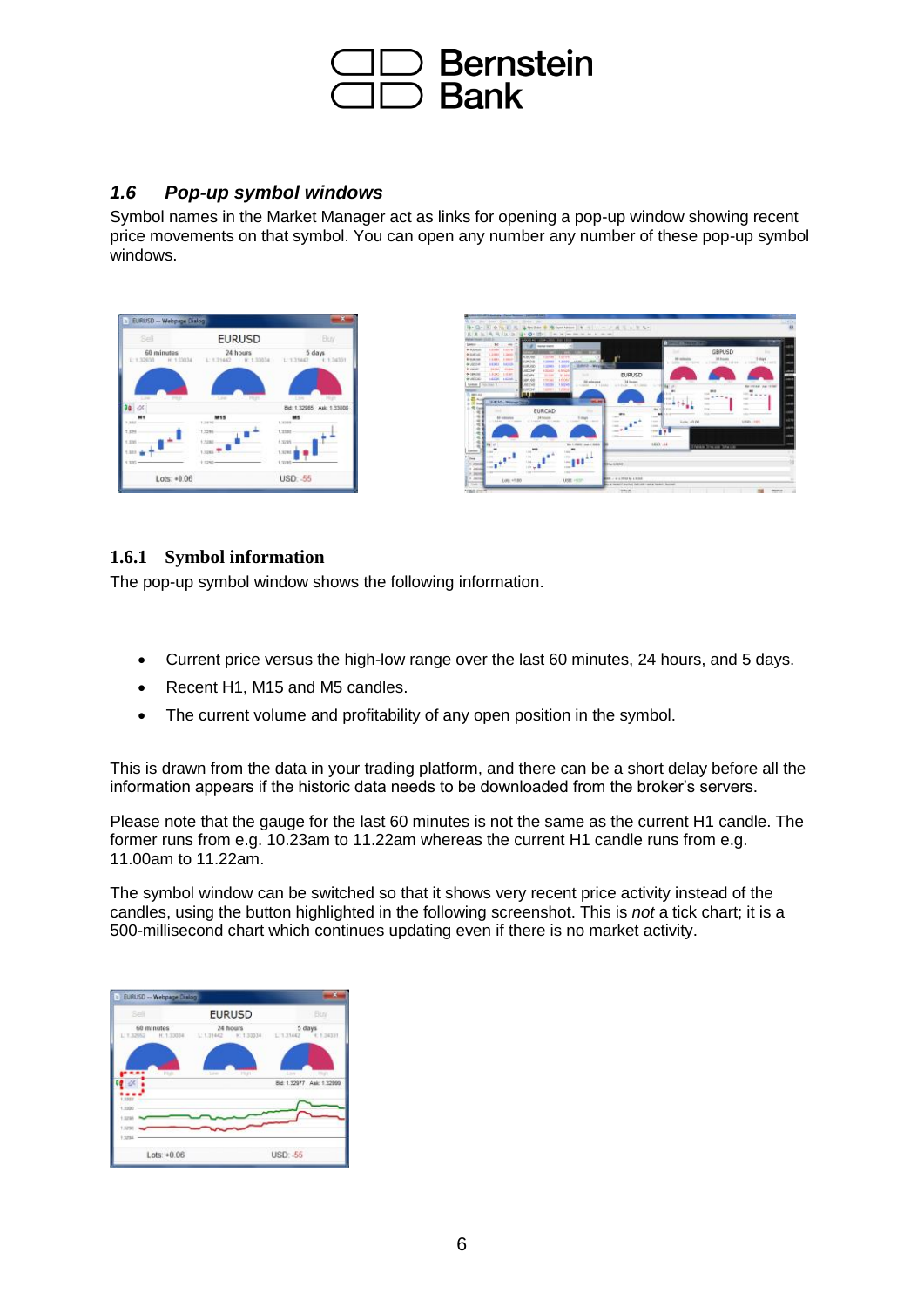## 1.6 Pop-up symbol windows

Symbol names in the Market Manager act as links for opening a pop-up window showing recent price movements on that symbol. You can open any number any number of these pop-up symbol windows.

### 1.6.1 Symbol information

The pop-up symbol window shows the following information.

- Current price versus the high-low range over the last 60 minutes, 24 hours, and 5 days.
- Recent H1, M15 and M5 candles.
- The current volume and profitability of any open position in the symbol.

This is drawn from the data in your trading platform, and there can be a short delay before all the information appears if the historic data needs to be downloaded from the broker's servers.

Please note that the gauge for the last 60 minutes is not the same as the current H1 candle. The former runs from e.g. 10.23am to 11.22am whereas the current H1 candle runs from e.g. 11.00am to 11.22am.

The symbol window can be switched so that it shows very recent price activity instead of the candles, using the button highlighted in the following screenshot. This is *not* a tick chart; it is a 500-millisecond chart which continues updating even if there is no market activity.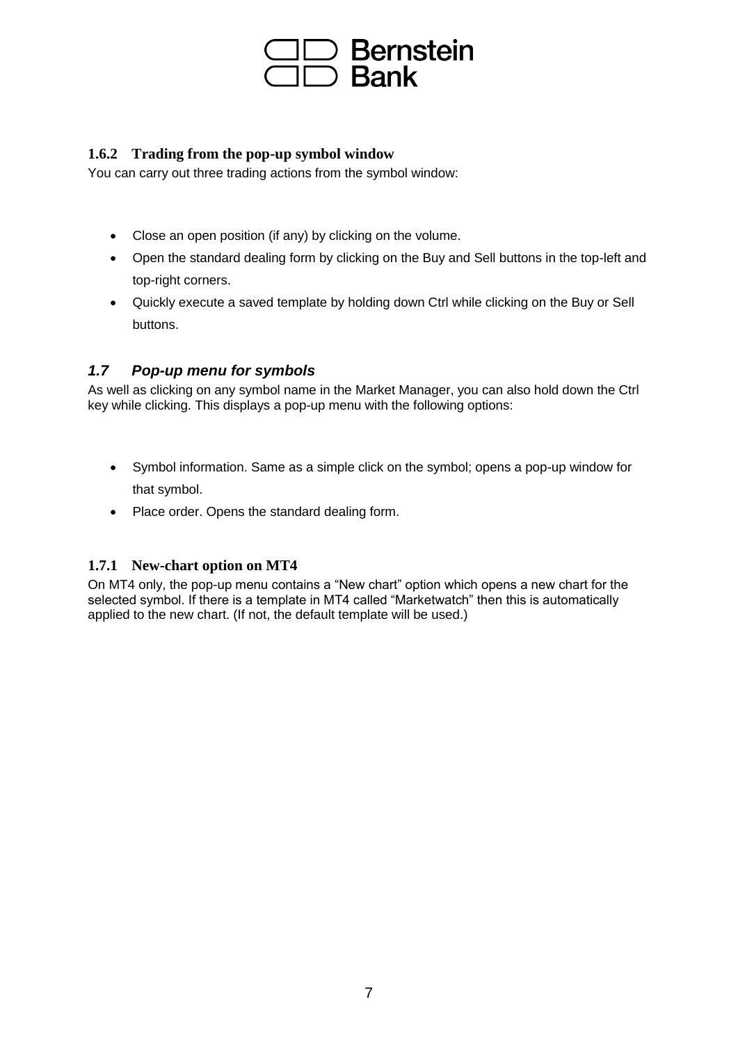### 1.6.2 Trading from the pop-up symbol window

You can carry out three trading actions from the symbol window:

- Close an open position (if any) by clicking on the volume.
- Open the standard dealing form by clicking on the Buy and Sell buttons in the top-left and top-right corners.
- Quickly execute a saved template by holding down Ctrl while clicking on the Buy or Sell buttons.

## *1.7 Pop-up menu for symbols*

As well as clicking on any symbol name in the Market Manager, you can also hold down the Ctrl key while clicking. This displays a pop-up menu with the following options:

- Symbol information. Same as a simple click on the symbol; opens a pop-up window for that symbol.
- Place order. Opens the standard dealing form.

### 1.7.1 New-chart option on MT4

On MT4 only, the pop-up menu contains a “New chart” option which opens a new chart for the selected symbol. If there is a template in MT4 called “Marketwatch” then this is automatically applied to the new chart. (If not, the default template will be used.)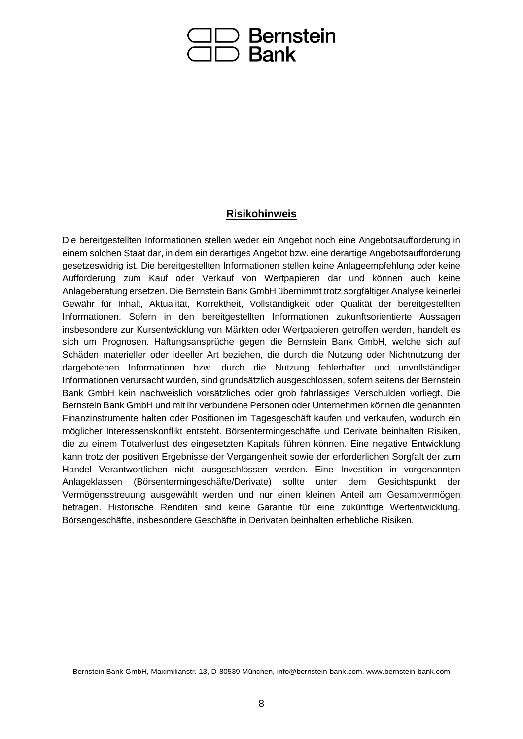Bernstein Bank

## Risikohinweis

Die bereitgestellten Informationen stellen weder ein Angebot noch eine Angebotsaufforderung in einem solchen Staat dar, in dem ein derartiges Angebot bzw. eine derartige Angebotsaufforderung gesetzeswidrig ist. Die bereitgestellten Informationen stellen keine Anlageempfehlung oder keine Aufforderung zum Kauf oder Verkauf von Wertpapieren dar und können auch keine Anlageberatung ersetzen. Die Bernstein Bank GmbH übernimmt trotz sorgfältiger Analyse keinerlei Gewähr für Inhalt, Aktualität, Korrektheit, Vollständigkeit oder Qualität der bereitgestellten Informationen. Sofern in den bereitgestellten Informationen zukunftsorientierte Aussagen insbesondere zur Kursentwicklung von Märkten oder Wertpapieren getroffen werden, handelt es sich um Prognosen. Haftungsansprüche gegen die Bernstein Bank GmbH, welche sich auf Schäden materieller oder ideeller Art beziehen, die durch die Nutzung oder Nichtnutzung der dargebotenen Informationen bzw. durch die Nutzung fehlerhafter und unvollständiger Informationen verursacht wurden, sind grundsätzlich ausgeschlossen, sofern seitens der Bernstein Bank GmbH kein nachweislich vorsätzliches oder grob fahrlässiges Verschulden vorliegt. Die Bernstein Bank GmbH und mit ihr verbundene Personen oder Unternehmen können die genannten Finanzinstrumente halten oder Positionen im Tagesgeschäft kaufen und verkaufen, wodurch ein möglicher Interessenskonflikt entsteht. Börsentermingeschäfte und Derivate beinhalten Risiken, die zu einem Totalverlust des eingesetzten Kapitals führen können. Eine negative Entwicklung kann trotz der positiven Ergebnisse der Vergangenheit sowie der erforderlichen Sorgfalt der zum Handel Verantwortlichen nicht ausgeschlossen werden. Eine Investition in vorgenannten Anlageklassen (Börsentermingeschäfte/Derivate) sollte unter dem Gesichtspunkt der Vermögensstreuung ausgewählt werden und nur einen kleinen Anteil am Gesamtvermögen betragen. Historische Renditen sind keine Garantie für eine zukünftige Wertentwicklung. Börsengeschäfte, insbesondere Geschäfte in Derivaten beinhalten erhebliche Risiken.

Bernstein Bank GmbH, Maximilianstr. 13, D-80539 München, info@bernstein-bank.com, www.bernstein-bank.com